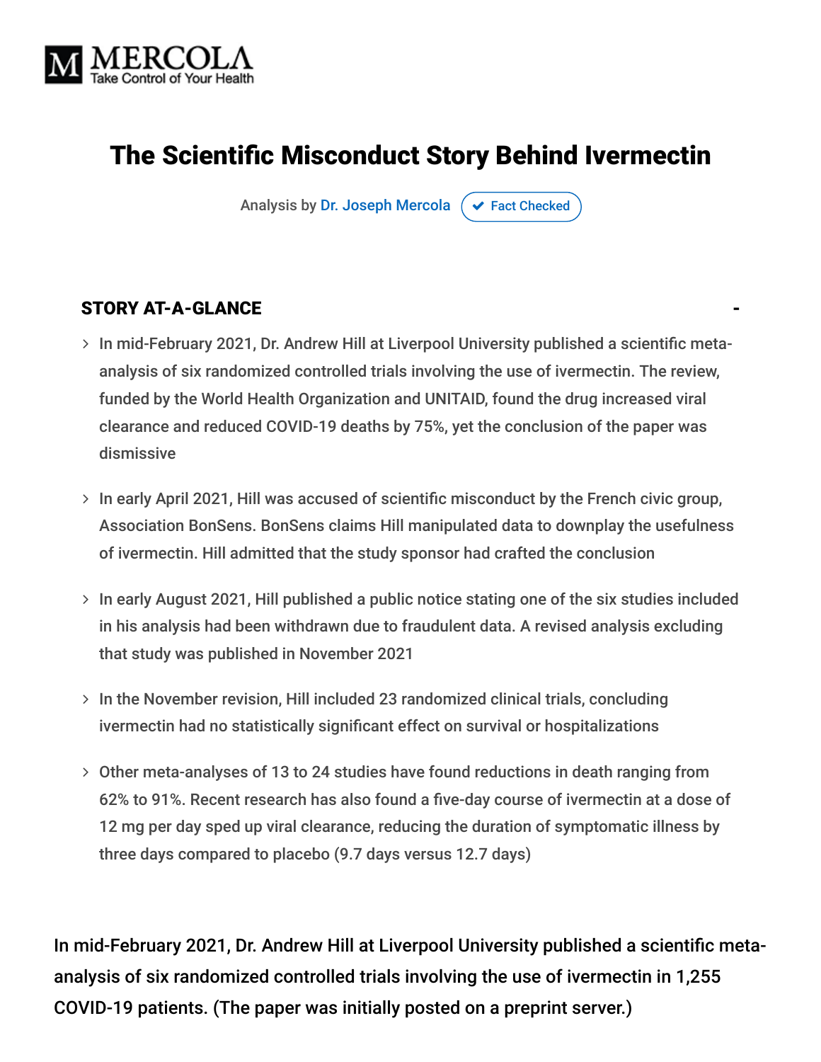# The Scientific Misconduct Story Behind Ivermectin

Analysis by Dr. Joseph Mercola ✔ Fact Checked

## STORY AT-A-GLANCE

- In mid-February 2021, Dr. Andrew Hill at Liverpool University published a scientific meta-analysis of six randomized controlled trials involving the use of ivermectin. The review, funded by the World Health Organization and UNITAID, found the drug increased viral clearance and reduced COVID-19 deaths by 75%, yet the conclusion of the paper was dismissive
- In early April 2021, Hill was accused of scientific misconduct by the French civic group, Association BonSens. BonSens claims Hill manipulated data to downplay the usefulness of ivermectin. Hill admitted that the study sponsor had crafted the conclusion
- In early August 2021, Hill published a public notice stating one of the six studies included in his analysis had been withdrawn due to fraudulent data. A revised analysis excluding that study was published in November 2021
- In the November revision, Hill included 23 randomized clinical trials, concluding ivermectin had no statistically significant effect on survival or hospitalizations
- Other meta-analyses of 13 to 24 studies have found reductions in death ranging from 62% to 91%. Recent research has also found a five-day course of ivermectin at a dose of 12 mg per day sped up viral clearance, reducing the duration of symptomatic illness by three days compared to placebo (9.7 days versus 12.7 days)

In mid-February 2021, Dr. Andrew Hill at Liverpool University published a scientific meta-analysis of six randomized controlled trials involving the use of ivermectin in 1,255 COVID-19 patients. (The paper was initially posted on a preprint server.)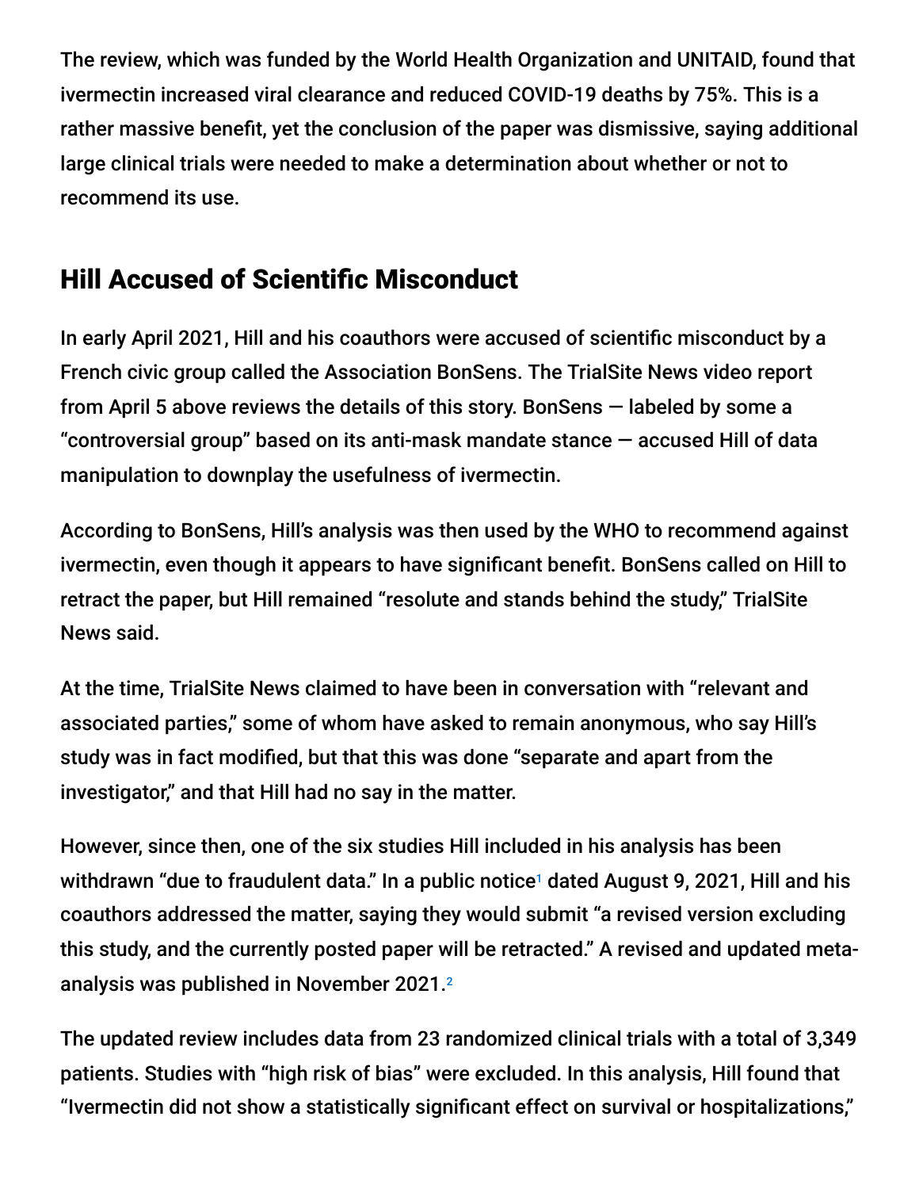The review, which was funded by the World Health Organization and UNITAID, found that ivermectin increased viral clearance and reduced COVID-19 deaths by 75%. This is a rather massive benefit, yet the conclusion of the paper was dismissive, saying additional large clinical trials were needed to make a determination about whether or not to recommend its use.

## Hill Accused of Scientific Misconduct

In early April 2021, Hill and his coauthors were accused of scientific misconduct by a French civic group called the Association BonSens. The TrialSite News video report from April 5 above reviews the details of this story. BonSens — labeled by some a "controversial group" based on its anti-mask mandate stance — accused Hill of data manipulation to downplay the usefulness of ivermectin.

According to BonSens, Hill's analysis was then used by the WHO to recommend against ivermectin, even though it appears to have significant benefit. BonSens called on Hill to retract the paper, but Hill remained "resolute and stands behind the study," TrialSite News said.

At the time, TrialSite News claimed to have been in conversation with "relevant and associated parties," some of whom have asked to remain anonymous, who say Hill's study was in fact modified, but that this was done "separate and apart from the investigator," and that Hill had no say in the matter.

However, since then, one of the six studies Hill included in his analysis has been withdrawn "due to fraudulent data." In a public notice[1] dated August 9, 2021, Hill and his coauthors addressed the matter, saying they would submit "a revised version excluding this study, and the currently posted paper will be retracted." A revised and updated meta-analysis was published in November 2021.[2]

The updated review includes data from 23 randomized clinical trials with a total of 3,349 patients. Studies with "high risk of bias" were excluded. In this analysis, Hill found that "Ivermectin did not show a statistically significant effect on survival or hospitalizations,"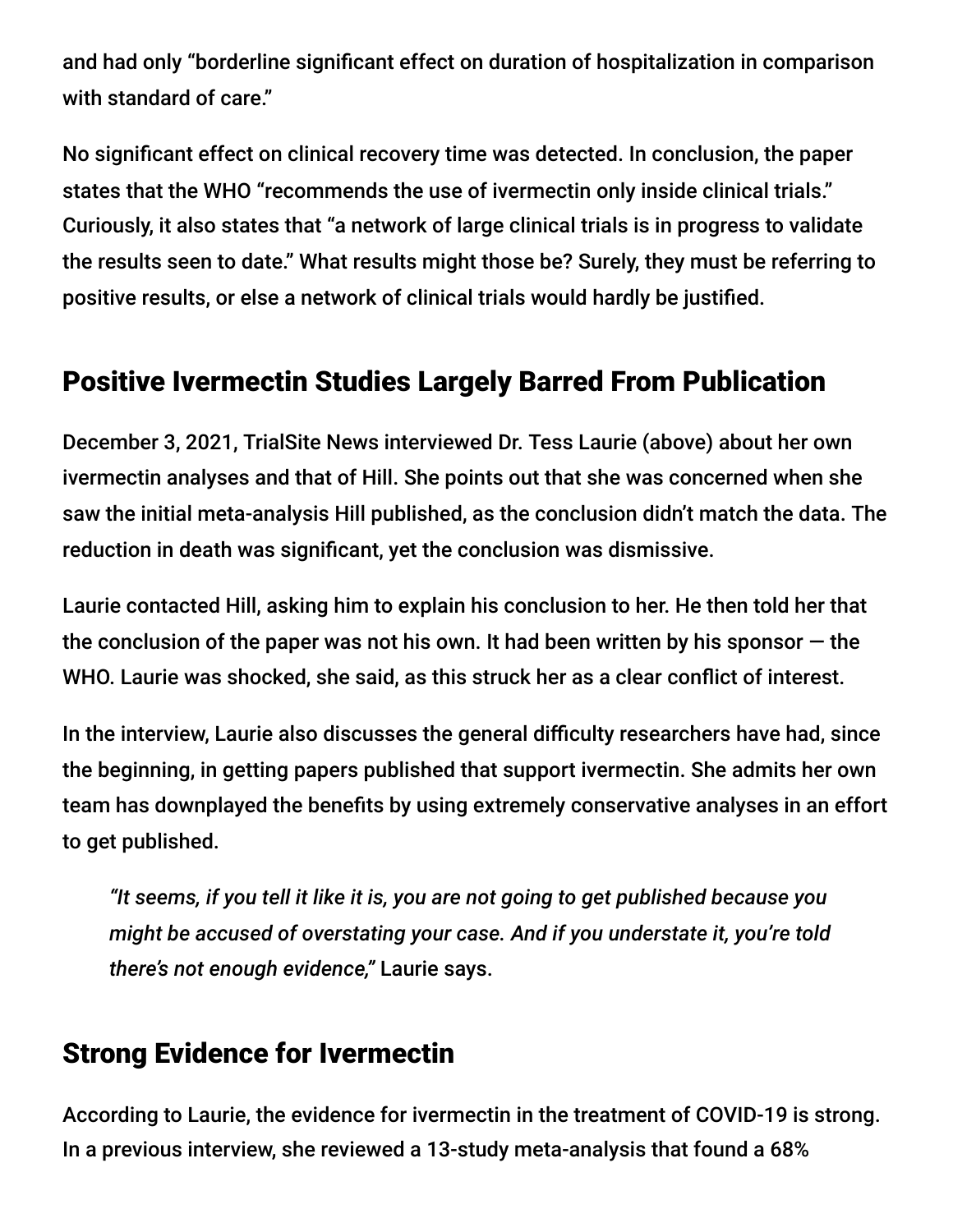and had only "borderline significant effect on duration of hospitalization in comparison with standard of care."

No significant effect on clinical recovery time was detected. In conclusion, the paper states that the WHO "recommends the use of ivermectin only inside clinical trials." Curiously, it also states that "a network of large clinical trials is in progress to validate the results seen to date." What results might those be? Surely, they must be referring to positive results, or else a network of clinical trials would hardly be justified.

## Positive Ivermectin Studies Largely Barred From Publication

December 3, 2021, TrialSite News interviewed Dr. Tess Laurie (above) about her own ivermectin analyses and that of Hill. She points out that she was concerned when she saw the initial meta-analysis Hill published, as the conclusion didn't match the data. The reduction in death was significant, yet the conclusion was dismissive.

Laurie contacted Hill, asking him to explain his conclusion to her. He then told her that the conclusion of the paper was not his own. It had been written by his sponsor — the WHO. Laurie was shocked, she said, as this struck her as a clear conflict of interest.

In the interview, Laurie also discusses the general difficulty researchers have had, since the beginning, in getting papers published that support ivermectin. She admits her own team has downplayed the benefits by using extremely conservative analyses in an effort to get published.

> *"It seems, if you tell it like it is, you are not going to get published because you might be accused of overstating your case. And if you understate it, you're told there's not enough evidence,"* Laurie says.

## Strong Evidence for Ivermectin

According to Laurie, the evidence for ivermectin in the treatment of COVID-19 is strong. In a previous interview, she reviewed a 13-study meta-analysis that found a 68%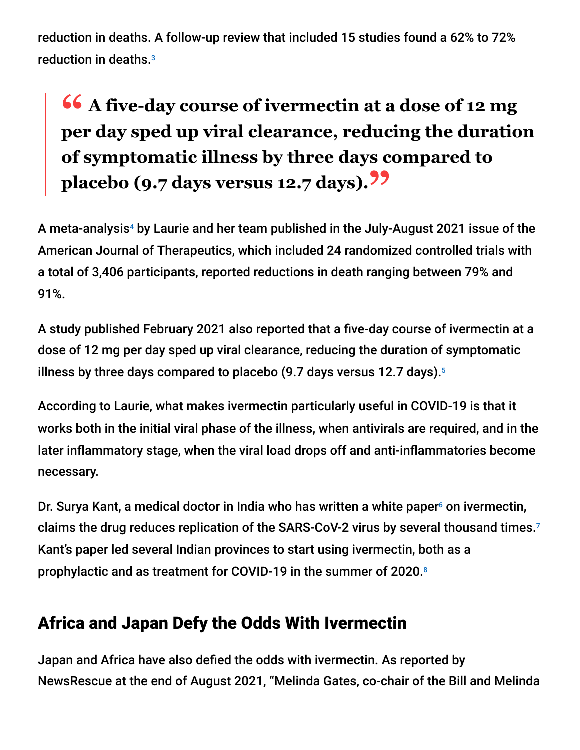reduction in deaths. A follow-up review that included 15 studies found a 62% to 72% reduction in deaths.[3]

> **A five-day course of ivermectin at a dose of 12 mg per day sped up viral clearance, reducing the duration of symptomatic illness by three days compared to placebo (9.7 days versus 12.7 days).**

A meta-analysis[4] by Laurie and her team published in the July-August 2021 issue of the American Journal of Therapeutics, which included 24 randomized controlled trials with a total of 3,406 participants, reported reductions in death ranging between 79% and 91%.

A study published February 2021 also reported that a five-day course of ivermectin at a dose of 12 mg per day sped up viral clearance, reducing the duration of symptomatic illness by three days compared to placebo (9.7 days versus 12.7 days).[5]

According to Laurie, what makes ivermectin particularly useful in COVID-19 is that it works both in the initial viral phase of the illness, when antivirals are required, and in the later inflammatory stage, when the viral load drops off and anti-inflammatories become necessary.

Dr. Surya Kant, a medical doctor in India who has written a white paper[6] on ivermectin, claims the drug reduces replication of the SARS-CoV-2 virus by several thousand times.[7] Kant's paper led several Indian provinces to start using ivermectin, both as a prophylactic and as treatment for COVID-19 in the summer of 2020.[8]

## Africa and Japan Defy the Odds With Ivermectin

Japan and Africa have also defied the odds with ivermectin. As reported by NewsRescue at the end of August 2021, "Melinda Gates, co-chair of the Bill and Melinda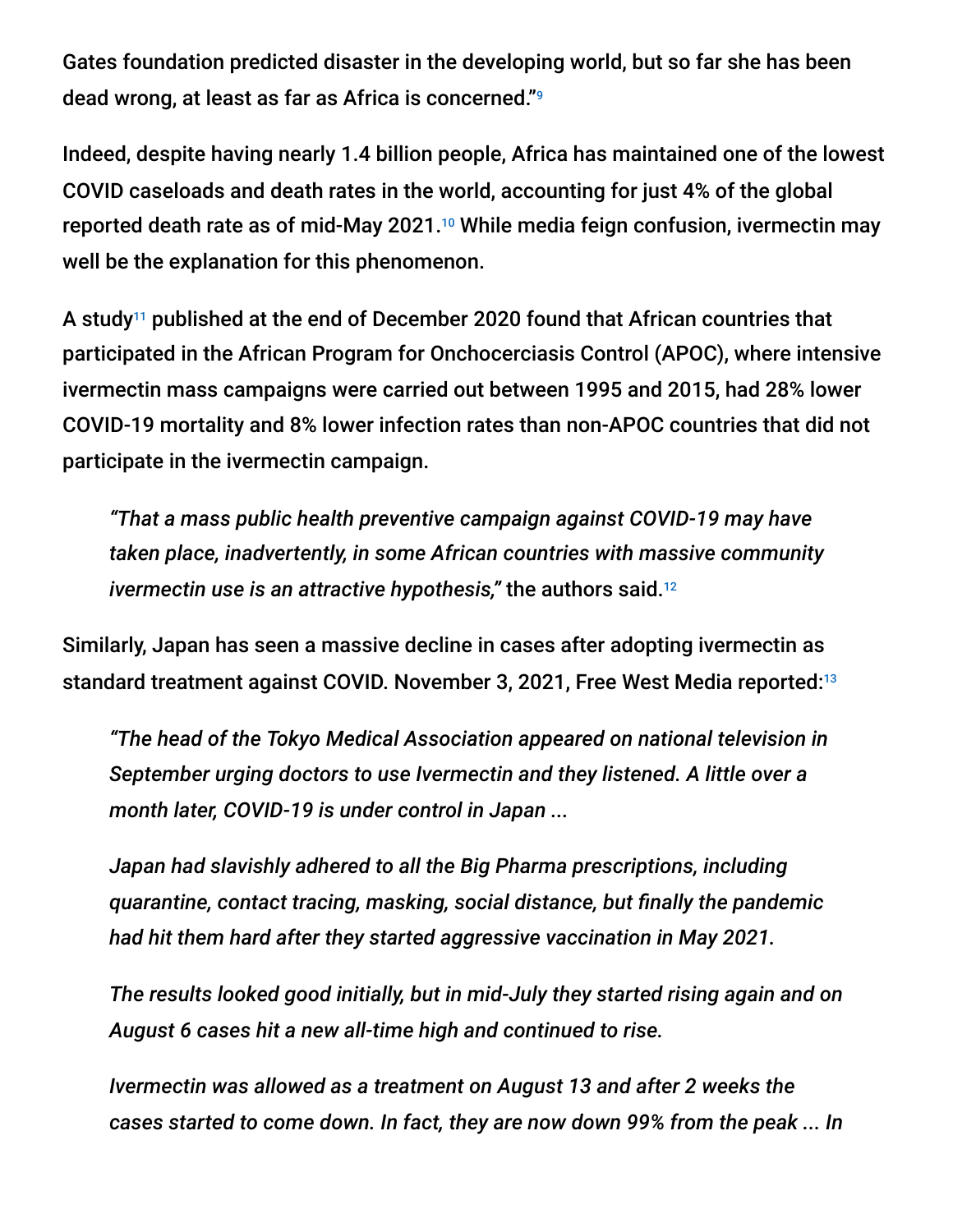Gates foundation predicted disaster in the developing world, but so far she has been dead wrong, at least as far as Africa is concerned."[9]

Indeed, despite having nearly 1.4 billion people, Africa has maintained one of the lowest COVID caseloads and death rates in the world, accounting for just 4% of the global reported death rate as of mid-May 2021.[10] While media feign confusion, ivermectin may well be the explanation for this phenomenon.

A study[11] published at the end of December 2020 found that African countries that participated in the African Program for Onchocerciasis Control (APOC), where intensive ivermectin mass campaigns were carried out between 1995 and 2015, had 28% lower COVID-19 mortality and 8% lower infection rates than non-APOC countries that did not participate in the ivermectin campaign.

> *"That a mass public health preventive campaign against COVID-19 may have taken place, inadvertently, in some African countries with massive community ivermectin use is an attractive hypothesis,"* the authors said.[12]

Similarly, Japan has seen a massive decline in cases after adopting ivermectin as standard treatment against COVID. November 3, 2021, Free West Media reported:[13]

> *"The head of the Tokyo Medical Association appeared on national television in September urging doctors to use Ivermectin and they listened. A little over a month later, COVID-19 is under control in Japan ...*
>
> *Japan had slavishly adhered to all the Big Pharma prescriptions, including quarantine, contact tracing, masking, social distance, but finally the pandemic had hit them hard after they started aggressive vaccination in May 2021.*
>
> *The results looked good initially, but in mid-July they started rising again and on August 6 cases hit a new all-time high and continued to rise.*
>
> *Ivermectin was allowed as a treatment on August 13 and after 2 weeks the cases started to come down. In fact, they are now down 99% from the peak ... In*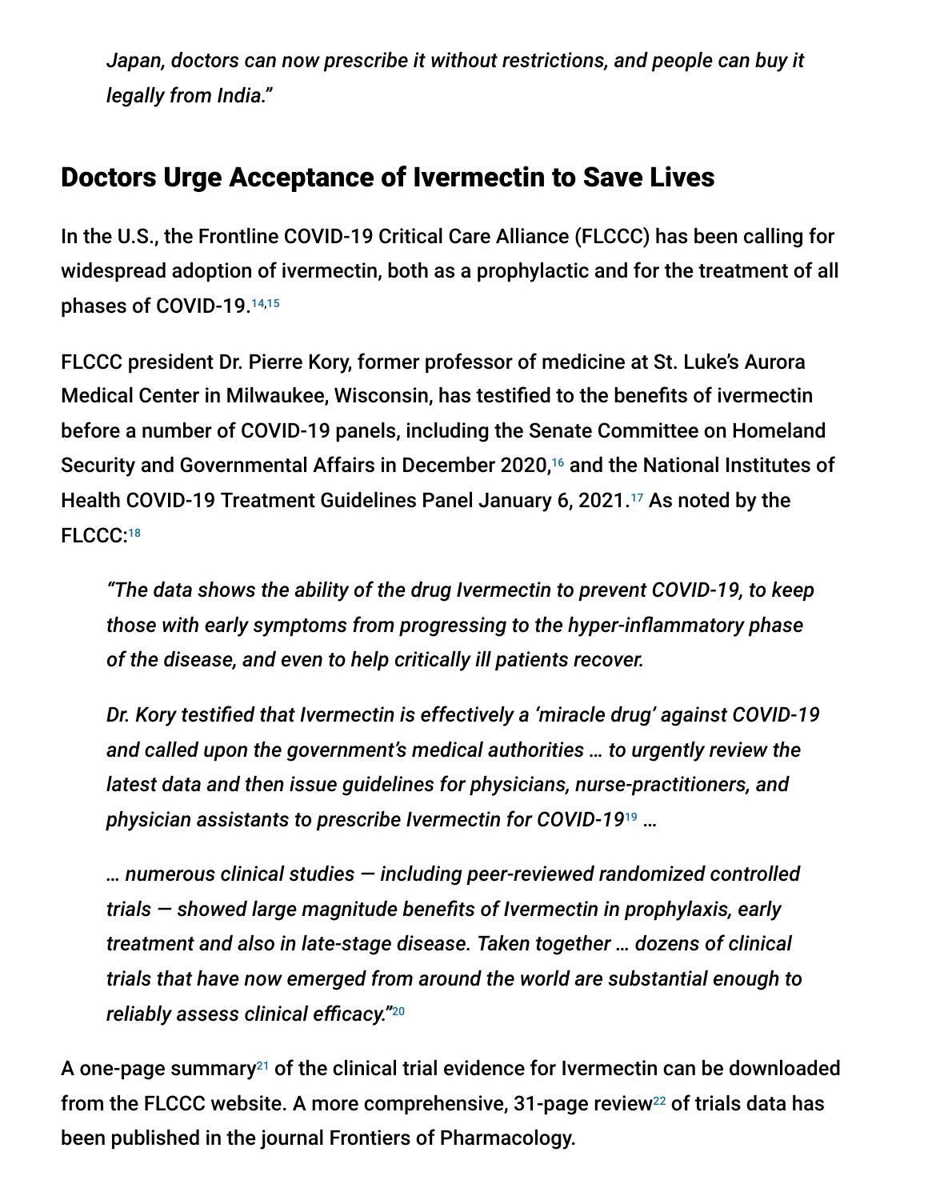> *Japan, doctors can now prescribe it without restrictions, and people can buy it legally from India."*

## Doctors Urge Acceptance of Ivermectin to Save Lives

In the U.S., the Frontline COVID-19 Critical Care Alliance (FLCCC) has been calling for widespread adoption of ivermectin, both as a prophylactic and for the treatment of all phases of COVID-19.[14,15]

FLCCC president Dr. Pierre Kory, former professor of medicine at St. Luke's Aurora Medical Center in Milwaukee, Wisconsin, has testified to the benefits of ivermectin before a number of COVID-19 panels, including the Senate Committee on Homeland Security and Governmental Affairs in December 2020,[16] and the National Institutes of Health COVID-19 Treatment Guidelines Panel January 6, 2021.[17] As noted by the FLCCC:[18]

> *"The data shows the ability of the drug Ivermectin to prevent COVID-19, to keep those with early symptoms from progressing to the hyper-inflammatory phase of the disease, and even to help critically ill patients recover.*
>
> *Dr. Kory testified that Ivermectin is effectively a 'miracle drug' against COVID-19 and called upon the government's medical authorities … to urgently review the latest data and then issue guidelines for physicians, nurse-practitioners, and physician assistants to prescribe Ivermectin for COVID-19*[19] *…*
>
> *… numerous clinical studies — including peer-reviewed randomized controlled trials — showed large magnitude benefits of Ivermectin in prophylaxis, early treatment and also in late-stage disease. Taken together … dozens of clinical trials that have now emerged from around the world are substantial enough to reliably assess clinical efficacy."*[20]

A one-page summary[21] of the clinical trial evidence for Ivermectin can be downloaded from the FLCCC website. A more comprehensive, 31-page review[22] of trials data has been published in the journal Frontiers of Pharmacology.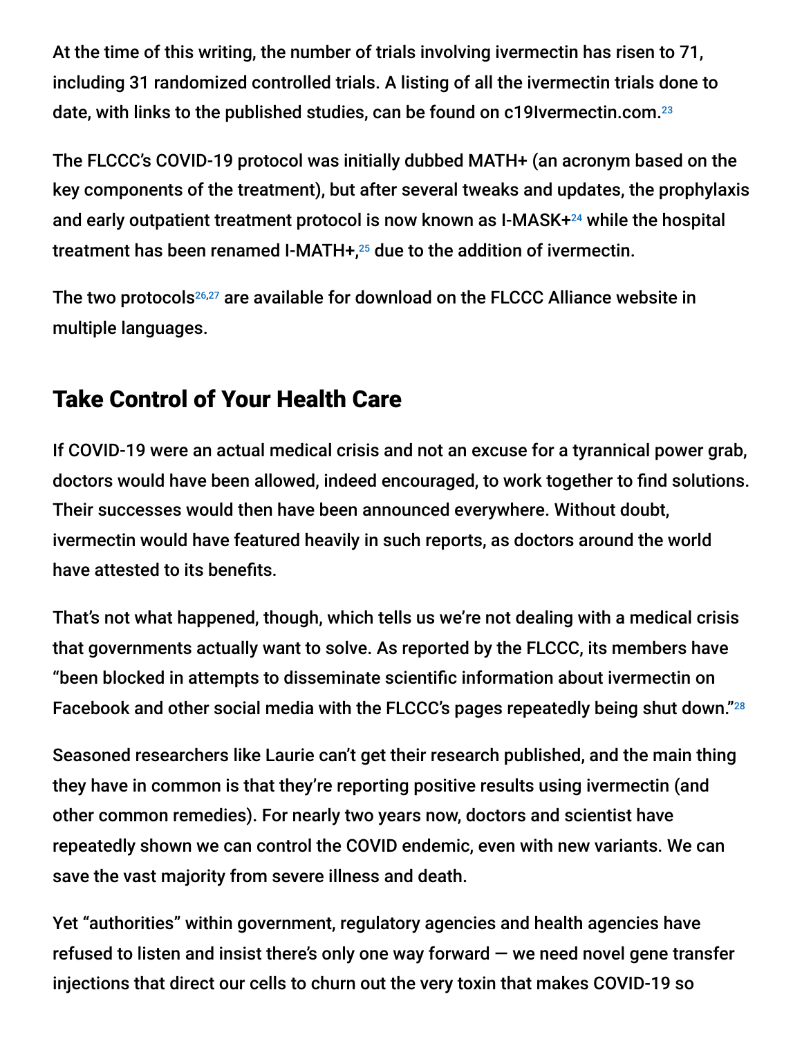At the time of this writing, the number of trials involving ivermectin has risen to 71, including 31 randomized controlled trials. A listing of all the ivermectin trials done to date, with links to the published studies, can be found on c19Ivermectin.com.[23]

The FLCCC's COVID-19 protocol was initially dubbed MATH+ (an acronym based on the key components of the treatment), but after several tweaks and updates, the prophylaxis and early outpatient treatment protocol is now known as I-MASK+[24] while the hospital treatment has been renamed I-MATH+,[25] due to the addition of ivermectin.

The two protocols[26,27] are available for download on the FLCCC Alliance website in multiple languages.

## Take Control of Your Health Care

If COVID-19 were an actual medical crisis and not an excuse for a tyrannical power grab, doctors would have been allowed, indeed encouraged, to work together to find solutions. Their successes would then have been announced everywhere. Without doubt, ivermectin would have featured heavily in such reports, as doctors around the world have attested to its benefits.

That's not what happened, though, which tells us we're not dealing with a medical crisis that governments actually want to solve. As reported by the FLCCC, its members have "been blocked in attempts to disseminate scientific information about ivermectin on Facebook and other social media with the FLCCC's pages repeatedly being shut down."[28]

Seasoned researchers like Laurie can't get their research published, and the main thing they have in common is that they're reporting positive results using ivermectin (and other common remedies). For nearly two years now, doctors and scientist have repeatedly shown we can control the COVID endemic, even with new variants. We can save the vast majority from severe illness and death.

Yet "authorities" within government, regulatory agencies and health agencies have refused to listen and insist there's only one way forward — we need novel gene transfer injections that direct our cells to churn out the very toxin that makes COVID-19 so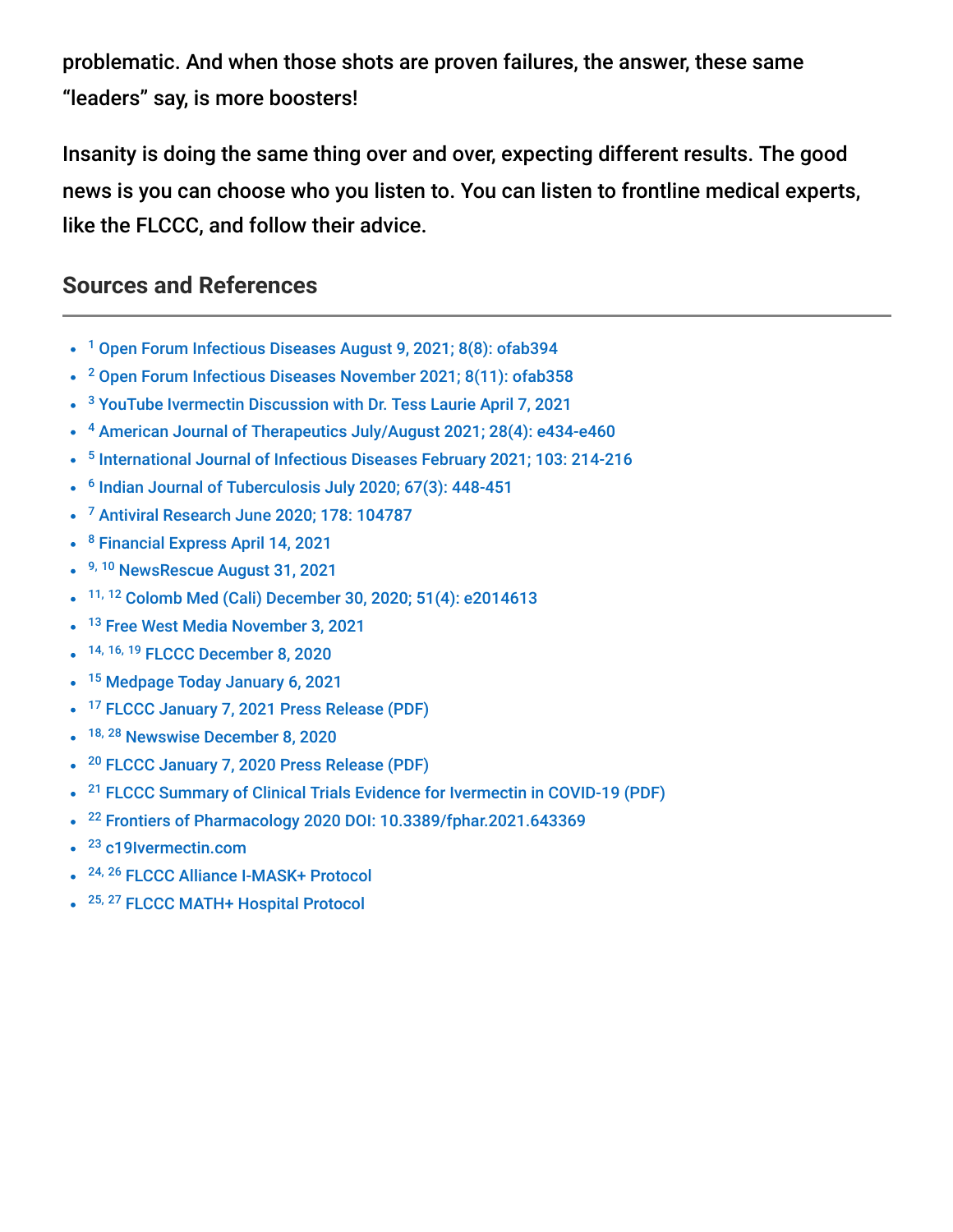problematic. And when those shots are proven failures, the answer, these same “leaders” say, is more boosters!

Insanity is doing the same thing over and over, expecting different results. The good news is you can choose who you listen to. You can listen to frontline medical experts, like the FLCCC, and follow their advice.

## Sources and References

- [1] Open Forum Infectious Diseases August 9, 2021; 8(8): ofab394
- [2] Open Forum Infectious Diseases November 2021; 8(11): ofab358
- [3] YouTube Ivermectin Discussion with Dr. Tess Laurie April 7, 2021
- [4] American Journal of Therapeutics July/August 2021; 28(4): e434-e460
- [5] International Journal of Infectious Diseases February 2021; 103: 214-216
- [6] Indian Journal of Tuberculosis July 2020; 67(3): 448-451
- [7] Antiviral Research June 2020; 178: 104787
- [8] Financial Express April 14, 2021
- [9, 10] NewsRescue August 31, 2021
- [11, 12] Colomb Med (Cali) December 30, 2020; 51(4): e2014613
- [13] Free West Media November 3, 2021
- [14, 16, 19] FLCCC December 8, 2020
- [15] Medpage Today January 6, 2021
- [17] FLCCC January 7, 2021 Press Release (PDF)
- [18, 28] Newswise December 8, 2020
- [20] FLCCC January 7, 2020 Press Release (PDF)
- [21] FLCCC Summary of Clinical Trials Evidence for Ivermectin in COVID-19 (PDF)
- [22] Frontiers of Pharmacology 2020 DOI: 10.3389/fphar.2021.643369
- [23] c19Ivermectin.com
- [24, 26] FLCCC Alliance I-MASK+ Protocol
- [25, 27] FLCCC MATH+ Hospital Protocol